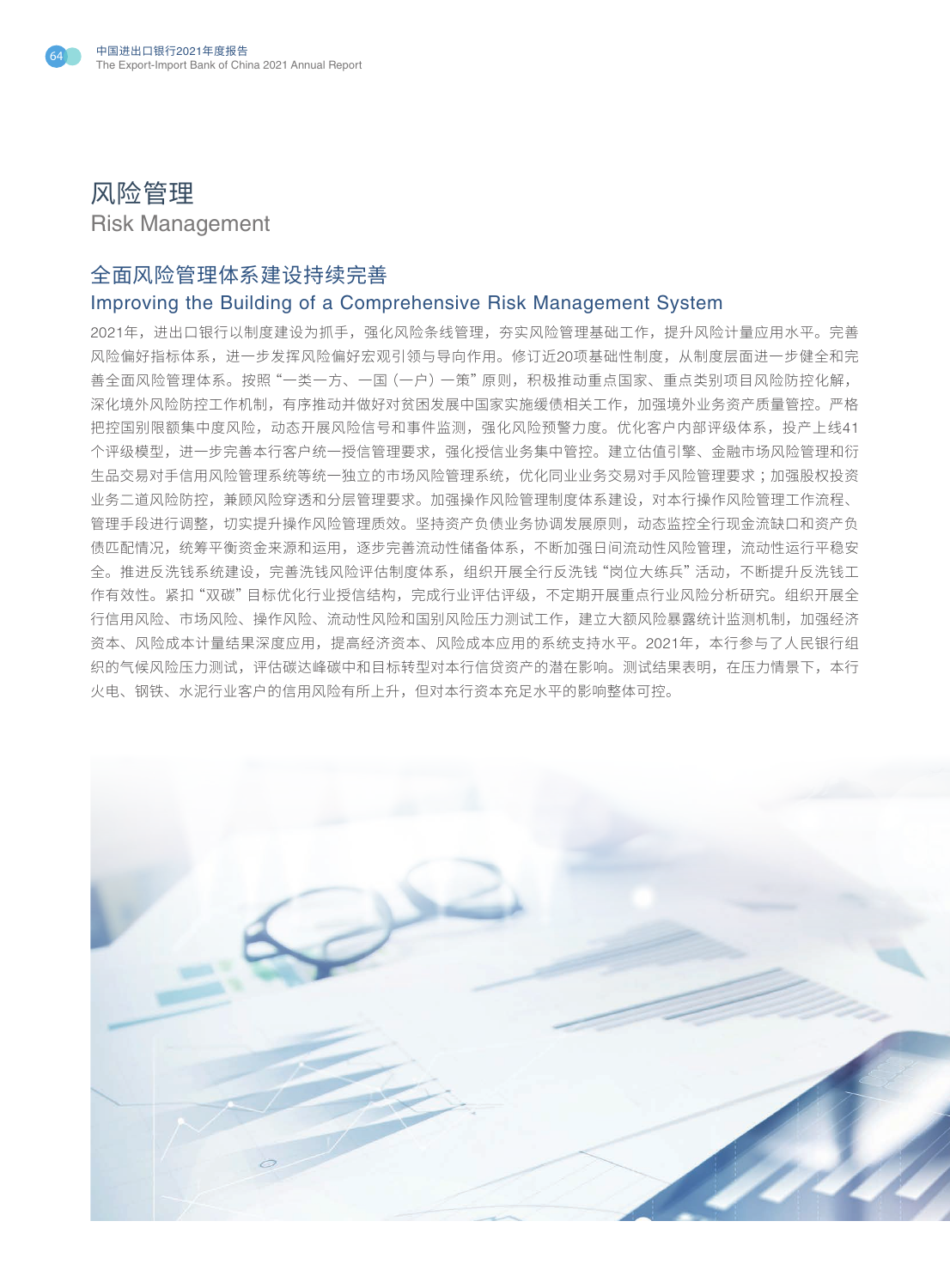# 风险管理
Risk Management

## 全面风险管理体系建设持续完善
## Improving the Building of a Comprehensive Risk Management System

2021年，进出口银行以制度建设为抓手，强化风险条线管理，夯实风险管理基础工作，提升风险计量应用水平。完善风险偏好指标体系，进一步发挥风险偏好宏观引领与导向作用。修订近20项基础性制度，从制度层面进一步健全和完善全面风险管理体系。按照"一类一方、一国（一户）一策"原则，积极推动重点国家、重点类别项目风险防控化解，深化境外风险防控工作机制，有序推动并做好对贫困发展中国家实施缓债相关工作，加强境外业务资产质量管控。严格把控国别限额集中度风险，动态开展风险信号和事件监测，强化风险预警力度。优化客户内部评级体系，投产上线41个评级模型，进一步完善本行客户统一授信管理要求，强化授信业务集中管控。建立估值引擎、金融市场风险管理和衍生品交易对手信用风险管理系统等统一独立的市场风险管理系统，优化同业业务交易对手风险管理要求；加强股权投资业务二道风险防控，兼顾风险穿透和分层管理要求。加强操作风险管理制度体系建设，对本行操作风险管理工作流程、管理手段进行调整，切实提升操作风险管理质效。坚持资产负债业务协调发展原则，动态监控全行现金流缺口和资产负债匹配情况，统筹平衡资金来源和运用，逐步完善流动性储备体系，不断加强日间流动性风险管理，流动性运行平稳安全。推进反洗钱系统建设，完善洗钱风险评估制度体系，组织开展全行反洗钱"岗位大练兵"活动，不断提升反洗钱工作有效性。紧扣"双碳"目标优化行业授信结构，完成行业评估评级，不定期开展重点行业风险分析研究。组织开展全行信用风险、市场风险、操作风险、流动性风险和国别风险压力测试工作，建立大额风险暴露统计监测机制，加强经济资本、风险成本计量结果深度应用，提高经济资本、风险成本应用的系统支持水平。2021年，本行参与了人民银行组织的气候风险压力测试，评估碳达峰碳中和目标转型对本行信贷资产的潜在影响。测试结果表明，在压力情景下，本行火电、钢铁、水泥行业客户的信用风险有所上升，但对本行资本充足水平的影响整体可控。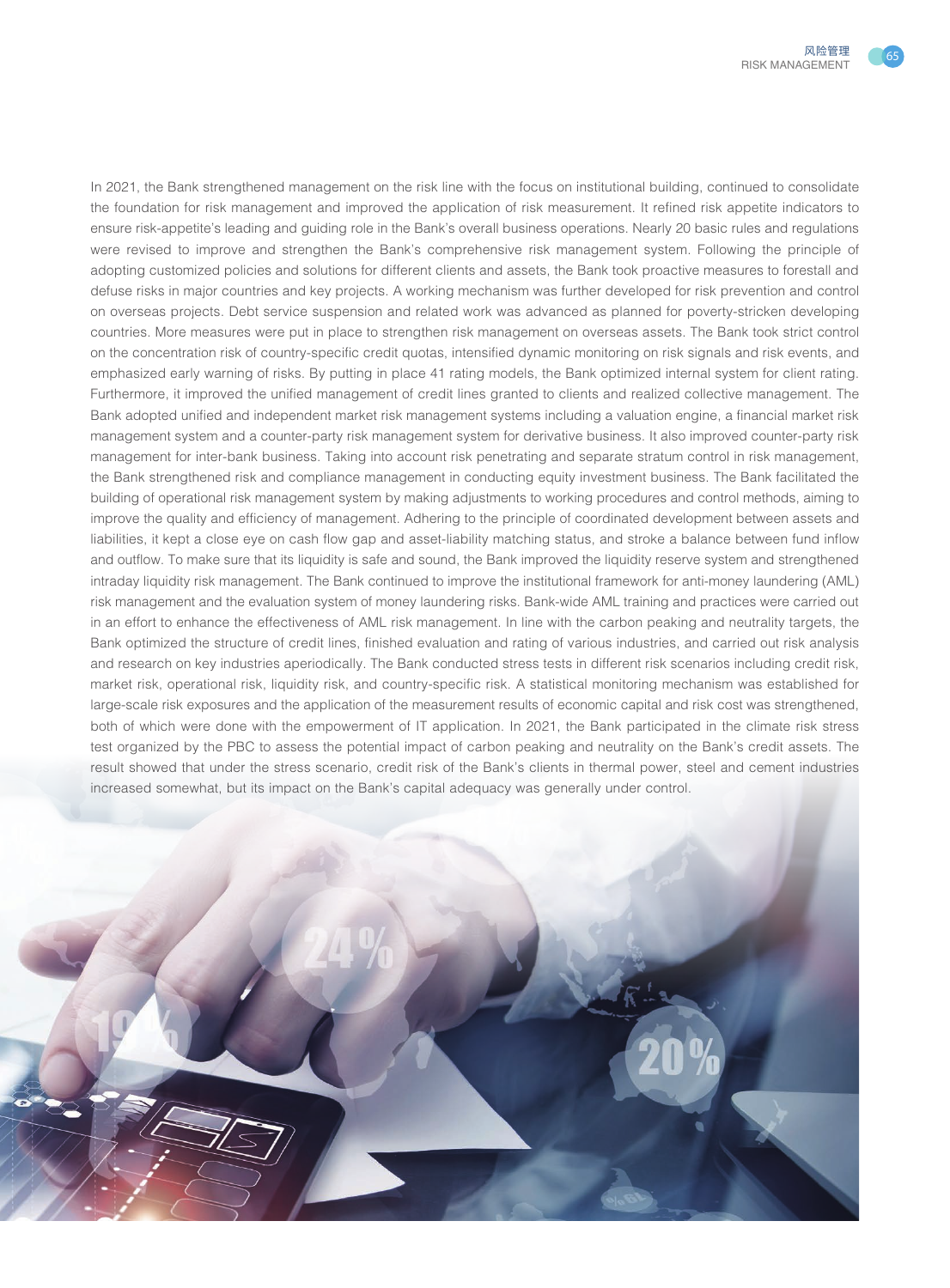In 2021, the Bank strengthened management on the risk line with the focus on institutional building, continued to consolidate the foundation for risk management and improved the application of risk measurement. It refined risk appetite indicators to ensure risk-appetite's leading and guiding role in the Bank's overall business operations. Nearly 20 basic rules and regulations were revised to improve and strengthen the Bank's comprehensive risk management system. Following the principle of adopting customized policies and solutions for different clients and assets, the Bank took proactive measures to forestall and defuse risks in major countries and key projects. A working mechanism was further developed for risk prevention and control on overseas projects. Debt service suspension and related work was advanced as planned for poverty-stricken developing countries. More measures were put in place to strengthen risk management on overseas assets. The Bank took strict control on the concentration risk of country-specific credit quotas, intensified dynamic monitoring on risk signals and risk events, and emphasized early warning of risks. By putting in place 41 rating models, the Bank optimized internal system for client rating. Furthermore, it improved the unified management of credit lines granted to clients and realized collective management. The Bank adopted unified and independent market risk management systems including a valuation engine, a financial market risk management system and a counter-party risk management system for derivative business. It also improved counter-party risk management for inter-bank business. Taking into account risk penetrating and separate stratum control in risk management, the Bank strengthened risk and compliance management in conducting equity investment business. The Bank facilitated the building of operational risk management system by making adjustments to working procedures and control methods, aiming to improve the quality and efficiency of management. Adhering to the principle of coordinated development between assets and liabilities, it kept a close eye on cash flow gap and asset-liability matching status, and stroke a balance between fund inflow and outflow. To make sure that its liquidity is safe and sound, the Bank improved the liquidity reserve system and strengthened intraday liquidity risk management. The Bank continued to improve the institutional framework for anti-money laundering (AML) risk management and the evaluation system of money laundering risks. Bank-wide AML training and practices were carried out in an effort to enhance the effectiveness of AML risk management. In line with the carbon peaking and neutrality targets, the Bank optimized the structure of credit lines, finished evaluation and rating of various industries, and carried out risk analysis and research on key industries aperiodically. The Bank conducted stress tests in different risk scenarios including credit risk, market risk, operational risk, liquidity risk, and country-specific risk. A statistical monitoring mechanism was established for large-scale risk exposures and the application of the measurement results of economic capital and risk cost was strengthened, both of which were done with the empowerment of IT application. In 2021, the Bank participated in the climate risk stress test organized by the PBC to assess the potential impact of carbon peaking and neutrality on the Bank's credit assets. The result showed that under the stress scenario, credit risk of the Bank's clients in thermal power, steel and cement industries increased somewhat, but its impact on the Bank's capital adequacy was generally under control.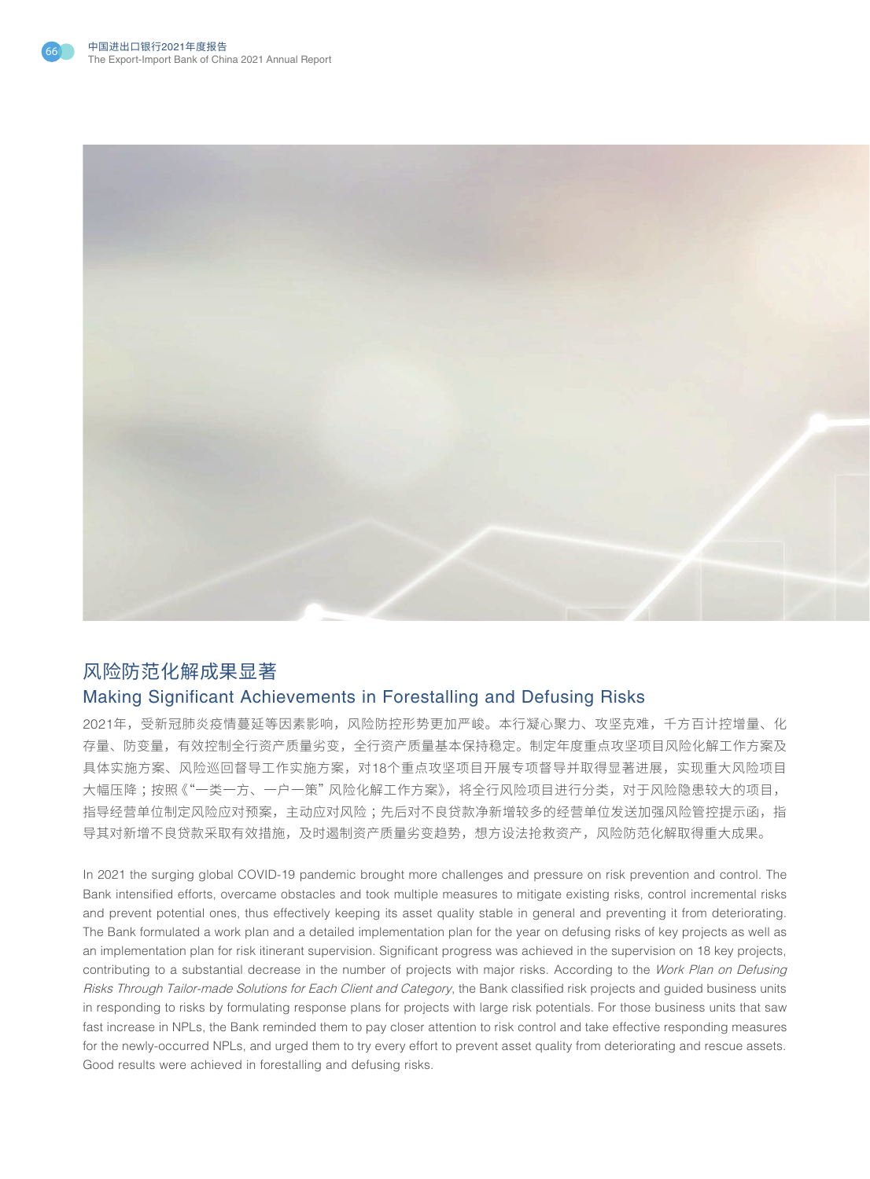## 风险防范化解成果显著

## Making Significant Achievements in Forestalling and Defusing Risks

2021年，受新冠肺炎疫情蔓延等因素影响，风险防控形势更加严峻。本行凝心聚力、攻坚克难，千方百计控增量、化存量、防变量，有效控制全行资产质量劣变，全行资产质量基本保持稳定。制定年度重点攻坚项目风险化解工作方案及具体实施方案、风险巡回督导工作实施方案，对18个重点攻坚项目开展专项督导并取得显著进展，实现重大风险项目大幅压降；按照《"一类一方、一户一策"风险化解工作方案》，将全行风险项目进行分类，对于风险隐患较大的项目，指导经营单位制定风险应对预案，主动应对风险；先后对不良贷款净新增较多的经营单位发送加强风险管控提示函，指导其对新增不良贷款采取有效措施，及时遏制资产质量劣变趋势，想方设法抢救资产，风险防范化解取得重大成果。

In 2021 the surging global COVID-19 pandemic brought more challenges and pressure on risk prevention and control. The Bank intensified efforts, overcame obstacles and took multiple measures to mitigate existing risks, control incremental risks and prevent potential ones, thus effectively keeping its asset quality stable in general and preventing it from deteriorating. The Bank formulated a work plan and a detailed implementation plan for the year on defusing risks of key projects as well as an implementation plan for risk itinerant supervision. Significant progress was achieved in the supervision on 18 key projects, contributing to a substantial decrease in the number of projects with major risks. According to the *Work Plan on Defusing Risks Through Tailor-made Solutions for Each Client and Category*, the Bank classified risk projects and guided business units in responding to risks by formulating response plans for projects with large risk potentials. For those business units that saw fast increase in NPLs, the Bank reminded them to pay closer attention to risk control and take effective responding measures for the newly-occurred NPLs, and urged them to try every effort to prevent asset quality from deteriorating and rescue assets. Good results were achieved in forestalling and defusing risks.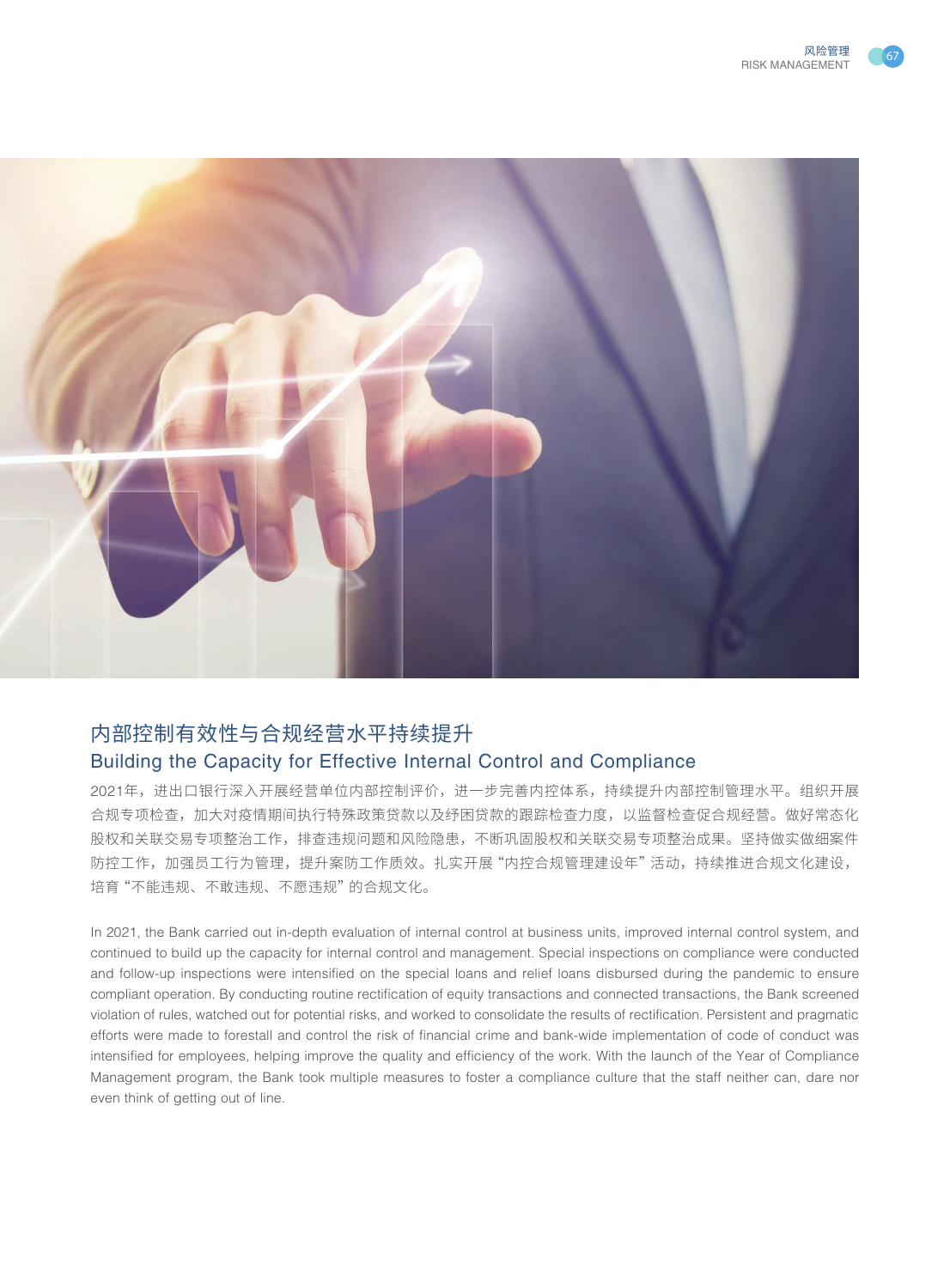## 内部控制有效性与合规经营水平持续提升

## Building the Capacity for Effective Internal Control and Compliance

2021年，进出口银行深入开展经营单位内部控制评价，进一步完善内控体系，持续提升内部控制管理水平。组织开展合规专项检查，加大对疫情期间执行特殊政策贷款以及纾困贷款的跟踪检查力度，以监督检查促合规经营。做好常态化股权和关联交易专项整治工作，排查违规问题和风险隐患，不断巩固股权和关联交易专项整治成果。坚持做实做细案件防控工作，加强员工行为管理，提升案防工作质效。扎实开展"内控合规管理建设年"活动，持续推进合规文化建设，培育"不能违规、不敢违规、不愿违规"的合规文化。

In 2021, the Bank carried out in-depth evaluation of internal control at business units, improved internal control system, and continued to build up the capacity for internal control and management. Special inspections on compliance were conducted and follow-up inspections were intensified on the special loans and relief loans disbursed during the pandemic to ensure compliant operation. By conducting routine rectification of equity transactions and connected transactions, the Bank screened violation of rules, watched out for potential risks, and worked to consolidate the results of rectification. Persistent and pragmatic efforts were made to forestall and control the risk of financial crime and bank-wide implementation of code of conduct was intensified for employees, helping improve the quality and efficiency of the work. With the launch of the Year of Compliance Management program, the Bank took multiple measures to foster a compliance culture that the staff neither can, dare nor even think of getting out of line.